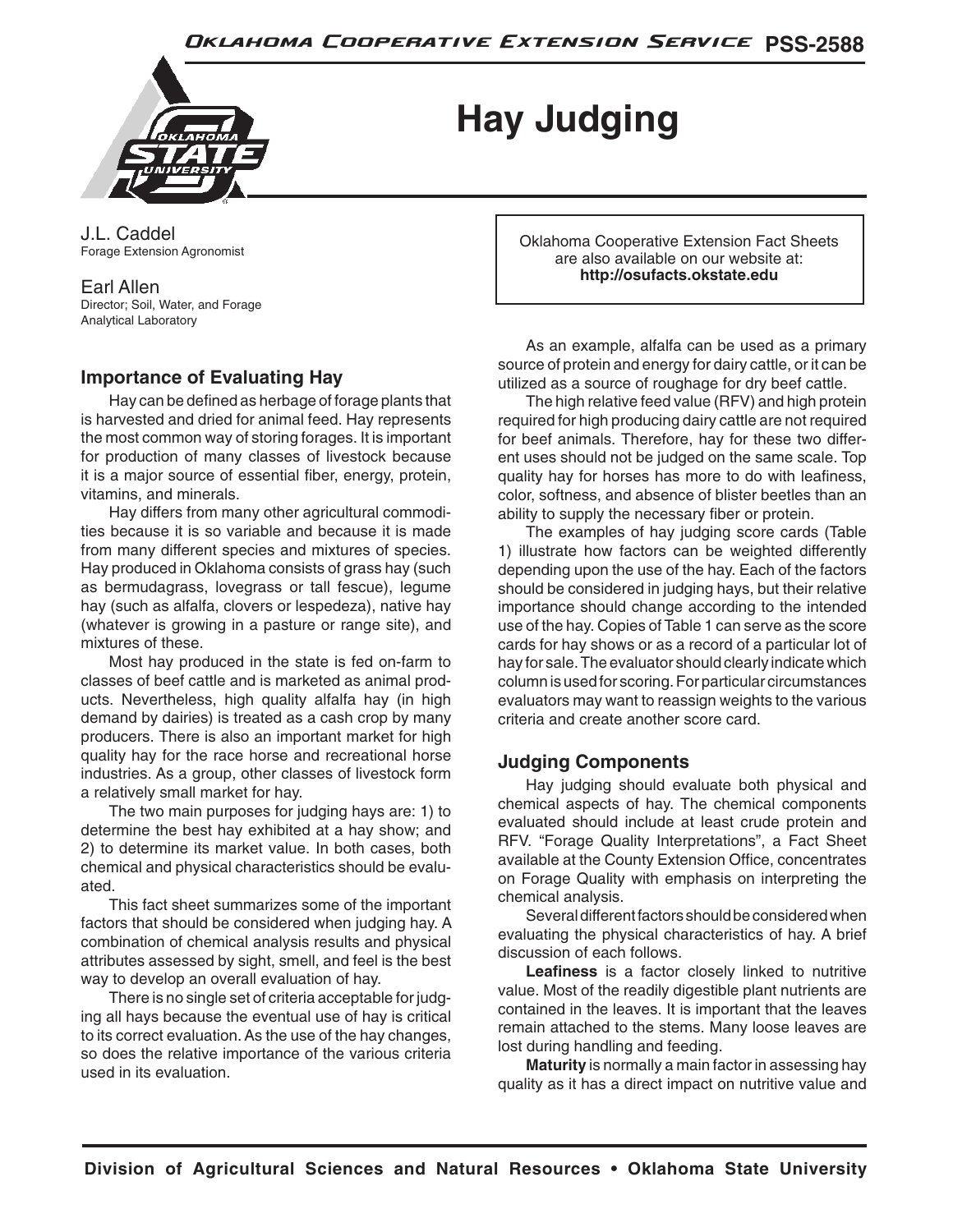# Hay Judging

J.L. Caddel
Forage Extension Agronomist

Earl Allen
Director; Soil, Water, and Forage Analytical Laboratory

Oklahoma Cooperative Extension Fact Sheets are also available on our website at: **http://osufacts.okstate.edu**

## Importance of Evaluating Hay

Hay can be defined as herbage of forage plants that is harvested and dried for animal feed. Hay represents the most common way of storing forages. It is important for production of many classes of livestock because it is a major source of essential fiber, energy, protein, vitamins, and minerals.

Hay differs from many other agricultural commodities because it is so variable and because it is made from many different species and mixtures of species. Hay produced in Oklahoma consists of grass hay (such as bermudagrass, lovegrass or tall fescue), legume hay (such as alfalfa, clovers or lespedeza), native hay (whatever is growing in a pasture or range site), and mixtures of these.

Most hay produced in the state is fed on-farm to classes of beef cattle and is marketed as animal products. Nevertheless, high quality alfalfa hay (in high demand by dairies) is treated as a cash crop by many producers. There is also an important market for high quality hay for the race horse and recreational horse industries. As a group, other classes of livestock form a relatively small market for hay.

The two main purposes for judging hays are: 1) to determine the best hay exhibited at a hay show; and 2) to determine its market value. In both cases, both chemical and physical characteristics should be evaluated.

This fact sheet summarizes some of the important factors that should be considered when judging hay. A combination of chemical analysis results and physical attributes assessed by sight, smell, and feel is the best way to develop an overall evaluation of hay.

There is no single set of criteria acceptable for judging all hays because the eventual use of hay is critical to its correct evaluation. As the use of the hay changes, so does the relative importance of the various criteria used in its evaluation.

As an example, alfalfa can be used as a primary source of protein and energy for dairy cattle, or it can be utilized as a source of roughage for dry beef cattle.

The high relative feed value (RFV) and high protein required for high producing dairy cattle are not required for beef animals. Therefore, hay for these two different uses should not be judged on the same scale. Top quality hay for horses has more to do with leafiness, color, softness, and absence of blister beetles than an ability to supply the necessary fiber or protein.

The examples of hay judging score cards (Table 1) illustrate how factors can be weighted differently depending upon the use of the hay. Each of the factors should be considered in judging hays, but their relative importance should change according to the intended use of the hay. Copies of Table 1 can serve as the score cards for hay shows or as a record of a particular lot of hay for sale. The evaluator should clearly indicate which column is used for scoring. For particular circumstances evaluators may want to reassign weights to the various criteria and create another score card.

## Judging Components

Hay judging should evaluate both physical and chemical aspects of hay. The chemical components evaluated should include at least crude protein and RFV. "Forage Quality Interpretations", a Fact Sheet available at the County Extension Office, concentrates on Forage Quality with emphasis on interpreting the chemical analysis.

Several different factors should be considered when evaluating the physical characteristics of hay. A brief discussion of each follows.

**Leafiness** is a factor closely linked to nutritive value. Most of the readily digestible plant nutrients are contained in the leaves. It is important that the leaves remain attached to the stems. Many loose leaves are lost during handling and feeding.

**Maturity** is normally a main factor in assessing hay quality as it has a direct impact on nutritive value and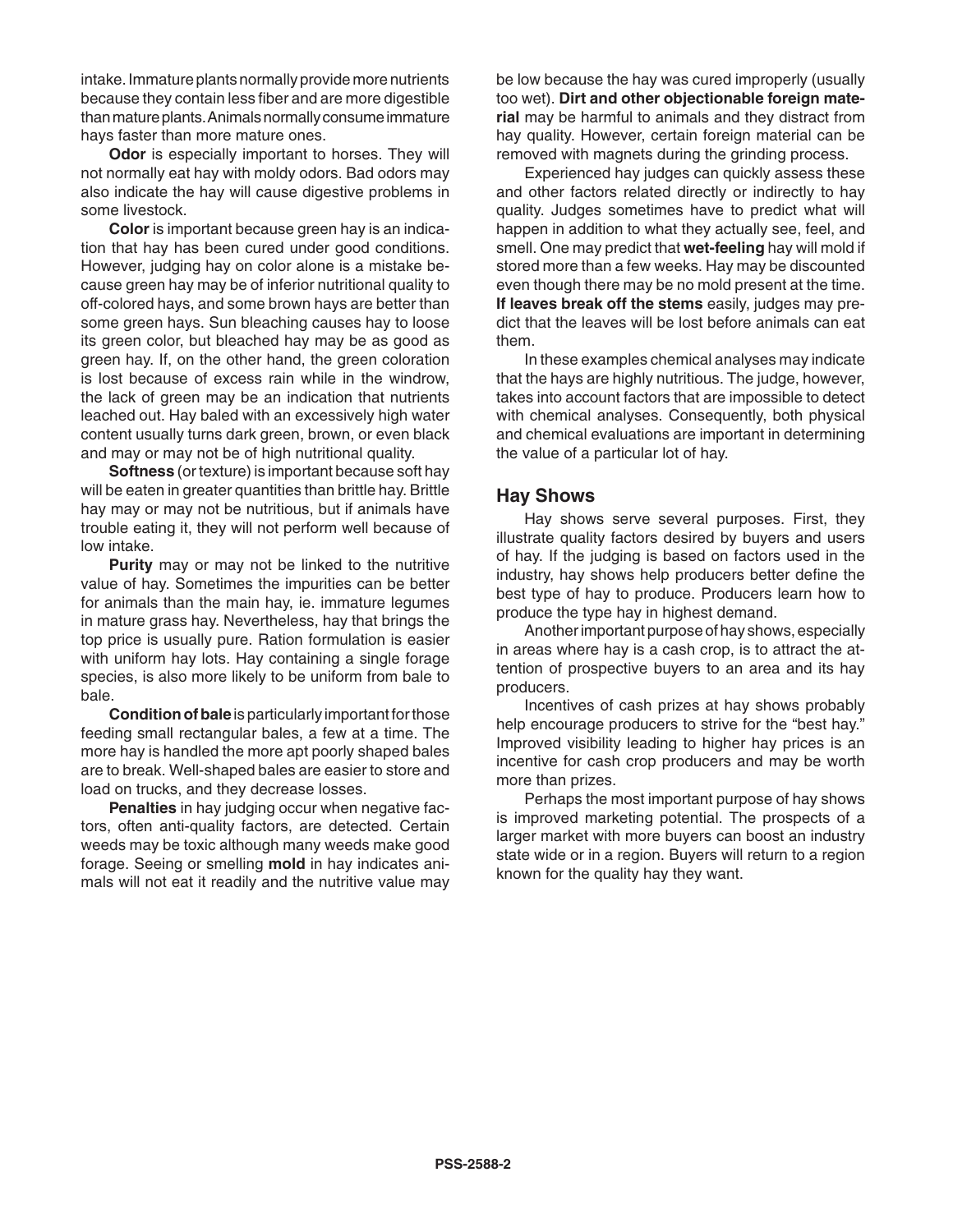intake. Immature plants normally provide more nutrients because they contain less fiber and are more digestible than mature plants. Animals normally consume immature hays faster than more mature ones.

**Odor** is especially important to horses. They will not normally eat hay with moldy odors. Bad odors may also indicate the hay will cause digestive problems in some livestock.

**Color** is important because green hay is an indication that hay has been cured under good conditions. However, judging hay on color alone is a mistake because green hay may be of inferior nutritional quality to off-colored hays, and some brown hays are better than some green hays. Sun bleaching causes hay to loose its green color, but bleached hay may be as good as green hay. If, on the other hand, the green coloration is lost because of excess rain while in the windrow, the lack of green may be an indication that nutrients leached out. Hay baled with an excessively high water content usually turns dark green, brown, or even black and may or may not be of high nutritional quality.

**Softness** (or texture) is important because soft hay will be eaten in greater quantities than brittle hay. Brittle hay may or may not be nutritious, but if animals have trouble eating it, they will not perform well because of low intake.

**Purity** may or may not be linked to the nutritive value of hay. Sometimes the impurities can be better for animals than the main hay, ie. immature legumes in mature grass hay. Nevertheless, hay that brings the top price is usually pure. Ration formulation is easier with uniform hay lots. Hay containing a single forage species, is also more likely to be uniform from bale to bale.

**Condition of bale** is particularly important for those feeding small rectangular bales, a few at a time. The more hay is handled the more apt poorly shaped bales are to break. Well-shaped bales are easier to store and load on trucks, and they decrease losses.

**Penalties** in hay judging occur when negative factors, often anti-quality factors, are detected. Certain weeds may be toxic although many weeds make good forage. Seeing or smelling **mold** in hay indicates animals will not eat it readily and the nutritive value may be low because the hay was cured improperly (usually too wet). **Dirt and other objectionable foreign material** may be harmful to animals and they distract from hay quality. However, certain foreign material can be removed with magnets during the grinding process.

Experienced hay judges can quickly assess these and other factors related directly or indirectly to hay quality. Judges sometimes have to predict what will happen in addition to what they actually see, feel, and smell. One may predict that **wet-feeling** hay will mold if stored more than a few weeks. Hay may be discounted even though there may be no mold present at the time. **If leaves break off the stems** easily, judges may predict that the leaves will be lost before animals can eat them.

In these examples chemical analyses may indicate that the hays are highly nutritious. The judge, however, takes into account factors that are impossible to detect with chemical analyses. Consequently, both physical and chemical evaluations are important in determining the value of a particular lot of hay.

## Hay Shows

Hay shows serve several purposes. First, they illustrate quality factors desired by buyers and users of hay. If the judging is based on factors used in the industry, hay shows help producers better define the best type of hay to produce. Producers learn how to produce the type hay in highest demand.

Another important purpose of hay shows, especially in areas where hay is a cash crop, is to attract the attention of prospective buyers to an area and its hay producers.

Incentives of cash prizes at hay shows probably help encourage producers to strive for the "best hay." Improved visibility leading to higher hay prices is an incentive for cash crop producers and may be worth more than prizes.

Perhaps the most important purpose of hay shows is improved marketing potential. The prospects of a larger market with more buyers can boost an industry state wide or in a region. Buyers will return to a region known for the quality hay they want.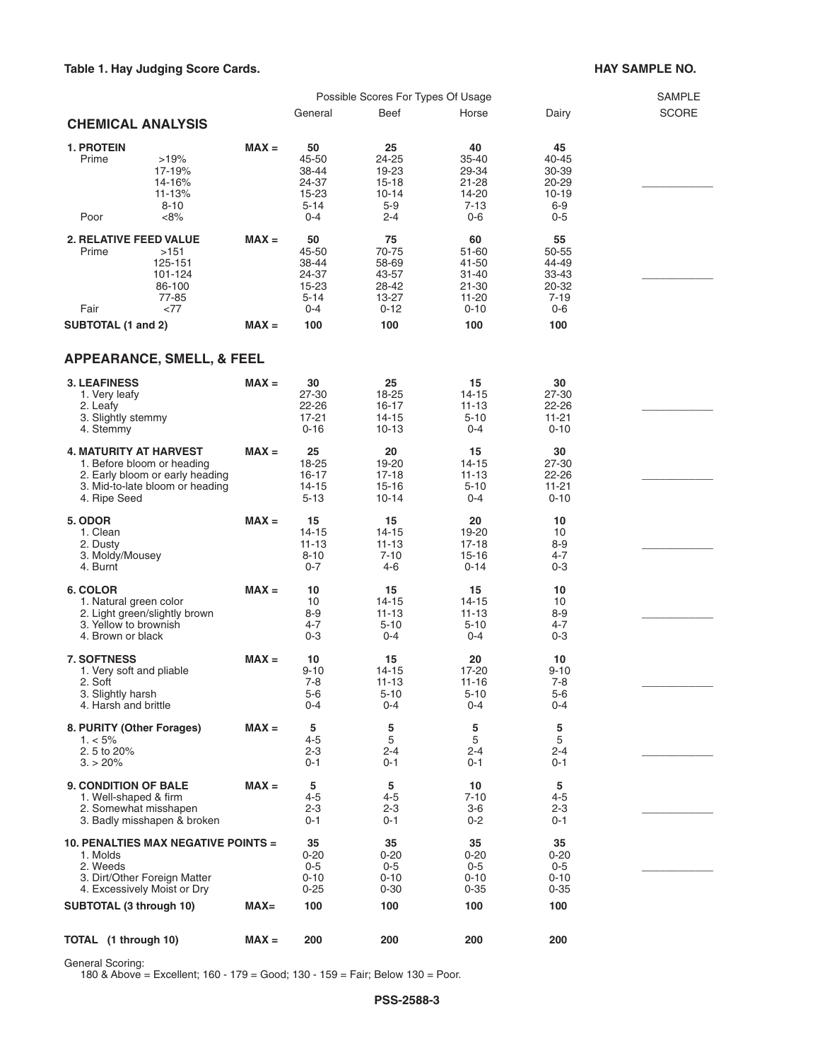**Table 1. Hay Judging Score Cards.** **HAY SAMPLE NO.**

| | | | General | Beef | Horse | Dairy | SAMPLE SCORE |
|---|---|---|---|---|---|---|---|
| | | | Possible Scores For Types Of Usage | | | | |
| **CHEMICAL ANALYSIS** | | | | | | | |
| **1. PROTEIN** | | **MAX =** | **50** | **25** | **40** | **45** | |
| Prime | >19% | | 45-50 | 24-25 | 35-40 | 40-45 | |
| | 17-19% | | 38-44 | 19-23 | 29-34 | 30-39 | |
| | 14-16% | | 24-37 | 15-18 | 21-28 | 20-29 | |
| | 11-13% | | 15-23 | 10-14 | 14-20 | 10-19 | ____ |
| | 8-10 | | 5-14 | 5-9 | 7-13 | 6-9 | |
| Poor | <8% | | 0-4 | 2-4 | 0-6 | 0-5 | |
| **2. RELATIVE FEED VALUE** | | **MAX =** | **50** | **75** | **60** | **55** | |
| Prime | >151 | | 45-50 | 70-75 | 51-60 | 50-55 | |
| | 125-151 | | 38-44 | 58-69 | 41-50 | 44-49 | |
| | 101-124 | | 24-37 | 43-57 | 31-40 | 33-43 | |
| | 86-100 | | 15-23 | 28-42 | 21-30 | 20-32 | ____ |
| | 77-85 | | 5-14 | 13-27 | 11-20 | 7-19 | |
| Fair | <77 | | 0-4 | 0-12 | 0-10 | 0-6 | |
| **SUBTOTAL (1 and 2)** | | **MAX =** | **100** | **100** | **100** | **100** | |
| **APPEARANCE, SMELL, & FEEL** | | | | | | | |
| **3. LEAFINESS** | | **MAX =** | **30** | **25** | **15** | **30** | |
| 1. Very leafy | | | 27-30 | 18-25 | 14-15 | 27-30 | |
| 2. Leafy | | | 22-26 | 16-17 | 11-13 | 22-26 | ____ |
| 3. Slightly stemmy | | | 17-21 | 14-15 | 5-10 | 11-21 | |
| 4. Stemmy | | | 0-16 | 10-13 | 0-4 | 0-10 | |
| **4. MATURITY AT HARVEST** | | **MAX =** | **25** | **20** | **15** | **30** | |
| 1. Before bloom or heading | | | 18-25 | 19-20 | 14-15 | 27-30 | |
| 2. Early bloom or early heading | | | 16-17 | 17-18 | 11-13 | 22-26 | ____ |
| 3. Mid-to-late bloom or heading | | | 14-15 | 15-16 | 5-10 | 11-21 | |
| 4. Ripe Seed | | | 5-13 | 10-14 | 0-4 | 0-10 | |
| **5. ODOR** | | **MAX =** | **15** | **15** | **20** | **10** | |
| 1. Clean | | | 14-15 | 14-15 | 19-20 | 10 | |
| 2. Dusty | | | 11-13 | 11-13 | 17-18 | 8-9 | ____ |
| 3. Moldy/Mousey | | | 8-10 | 7-10 | 15-16 | 4-7 | |
| 4. Burnt | | | 0-7 | 4-6 | 0-14 | 0-3 | |
| **6. COLOR** | | **MAX =** | **10** | **15** | **15** | **10** | |
| 1. Natural green color | | | 10 | 14-15 | 14-15 | 10 | |
| 2. Light green/slightly brown | | | 8-9 | 11-13 | 11-13 | 8-9 | ____ |
| 3. Yellow to brownish | | | 4-7 | 5-10 | 5-10 | 4-7 | |
| 4. Brown or black | | | 0-3 | 0-4 | 0-4 | 0-3 | |
| **7. SOFTNESS** | | **MAX =** | **10** | **15** | **20** | **10** | |
| 1. Very soft and pliable | | | 9-10 | 14-15 | 17-20 | 9-10 | |
| 2. Soft | | | 7-8 | 11-13 | 11-16 | 7-8 | ____ |
| 3. Slightly harsh | | | 5-6 | 5-10 | 5-10 | 5-6 | |
| 4. Harsh and brittle | | | 0-4 | 0-4 | 0-4 | 0-4 | |
| **8. PURITY (Other Forages)** | | **MAX =** | **5** | **5** | **5** | **5** | |
| 1. < 5% | | | 4-5 | 5 | 5 | 5 | |
| 2. 5 to 20% | | | 2-3 | 2-4 | 2-4 | 2-4 | |
| 3. > 20% | | | 0-1 | 0-1 | 0-1 | 0-1 | ____ |
| **9. CONDITION OF BALE** | | **MAX =** | **5** | **5** | **10** | **5** | |
| 1. Well-shaped & firm | | | 4-5 | 4-5 | 7-10 | 4-5 | |
| 2. Somewhat misshapen | | | 2-3 | 2-3 | 3-6 | 2-3 | |
| 3. Badly misshapen & broken | | | 0-1 | 0-1 | 0-2 | 0-1 | ____ |
| **10. PENALTIES MAX NEGATIVE POINTS =** | | | **35** | **35** | **35** | **35** | |
| 1. Molds | | | 0-20 | 0-20 | 0-20 | 0-20 | |
| 2. Weeds | | | 0-5 | 0-5 | 0-5 | 0-5 | ____ |
| 3. Dirt/Other Foreign Matter | | | 0-10 | 0-10 | 0-10 | 0-10 | |
| 4. Excessively Moist or Dry | | | 0-25 | 0-30 | 0-35 | 0-35 | |
| **SUBTOTAL (3 through 10)** | | **MAX=** | **100** | **100** | **100** | **100** | |
| **TOTAL (1 through 10)** | | **MAX =** | **200** | **200** | **200** | **200** | |

General Scoring:
180 & Above = Excellent; 160 - 179 = Good; 130 - 159 = Fair; Below 130 = Poor.

**PSS-2588-3**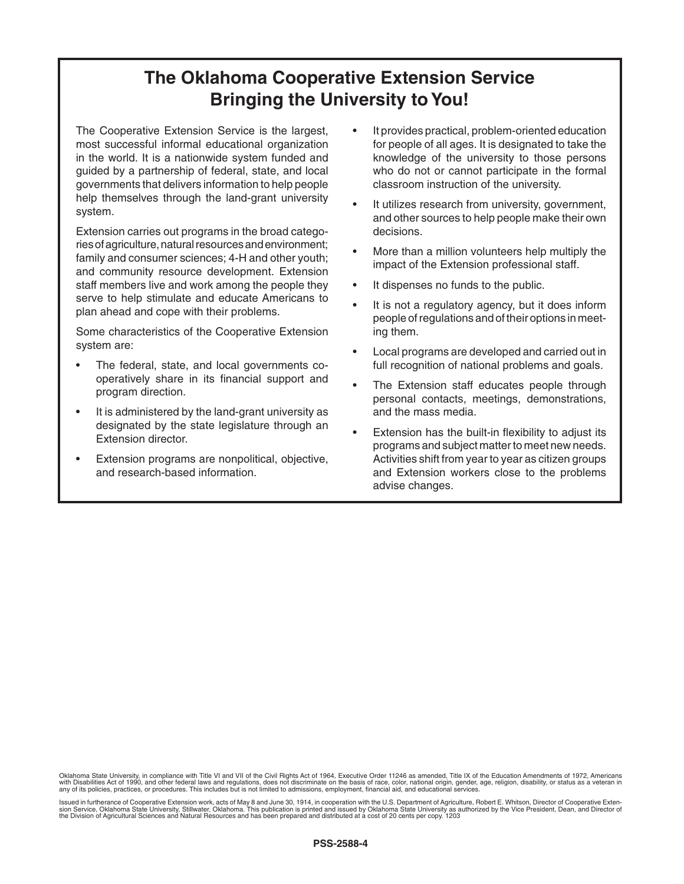# The Oklahoma Cooperative Extension Service
# Bringing the University to You!

The Cooperative Extension Service is the largest, most successful informal educational organization in the world. It is a nationwide system funded and guided by a partnership of federal, state, and local governments that delivers information to help people help themselves through the land-grant university system.

Extension carries out programs in the broad categories of agriculture, natural resources and environment; family and consumer sciences; 4-H and other youth; and community resource development. Extension staff members live and work among the people they serve to help stimulate and educate Americans to plan ahead and cope with their problems.

Some characteristics of the Cooperative Extension system are:

- The federal, state, and local governments cooperatively share in its financial support and program direction.
- It is administered by the land-grant university as designated by the state legislature through an Extension director.
- Extension programs are nonpolitical, objective, and research-based information.
- It provides practical, problem-oriented education for people of all ages. It is designated to take the knowledge of the university to those persons who do not or cannot participate in the formal classroom instruction of the university.
- It utilizes research from university, government, and other sources to help people make their own decisions.
- More than a million volunteers help multiply the impact of the Extension professional staff.
- It dispenses no funds to the public.
- It is not a regulatory agency, but it does inform people of regulations and of their options in meeting them.
- Local programs are developed and carried out in full recognition of national problems and goals.
- The Extension staff educates people through personal contacts, meetings, demonstrations, and the mass media.
- Extension has the built-in flexibility to adjust its programs and subject matter to meet new needs. Activities shift from year to year as citizen groups and Extension workers close to the problems advise changes.

Oklahoma State University, in compliance with Title VI and VII of the Civil Rights Act of 1964, Executive Order 11246 as amended, Title IX of the Education Amendments of 1972, Americans with Disabilities Act of 1990, and other federal laws and regulations, does not discriminate on the basis of race, color, national origin, gender, age, religion, disability, or status as a veteran in any of its policies, practices, or procedures. This includes but is not limited to admissions, employment, financial aid, and educational services.

Issued in furtherance of Cooperative Extension work, acts of May 8 and June 30, 1914, in cooperation with the U.S. Department of Agriculture, Robert E. Whitson, Director of Cooperative Extension Service, Oklahoma State University, Stillwater, Oklahoma. This publication is printed and issued by Oklahoma State University as authorized by the Vice President, Dean, and Director of the Division of Agricultural Sciences and Natural Resources and has been prepared and distributed at a cost of 20 cents per copy. 1203

**PSS-2588-4**